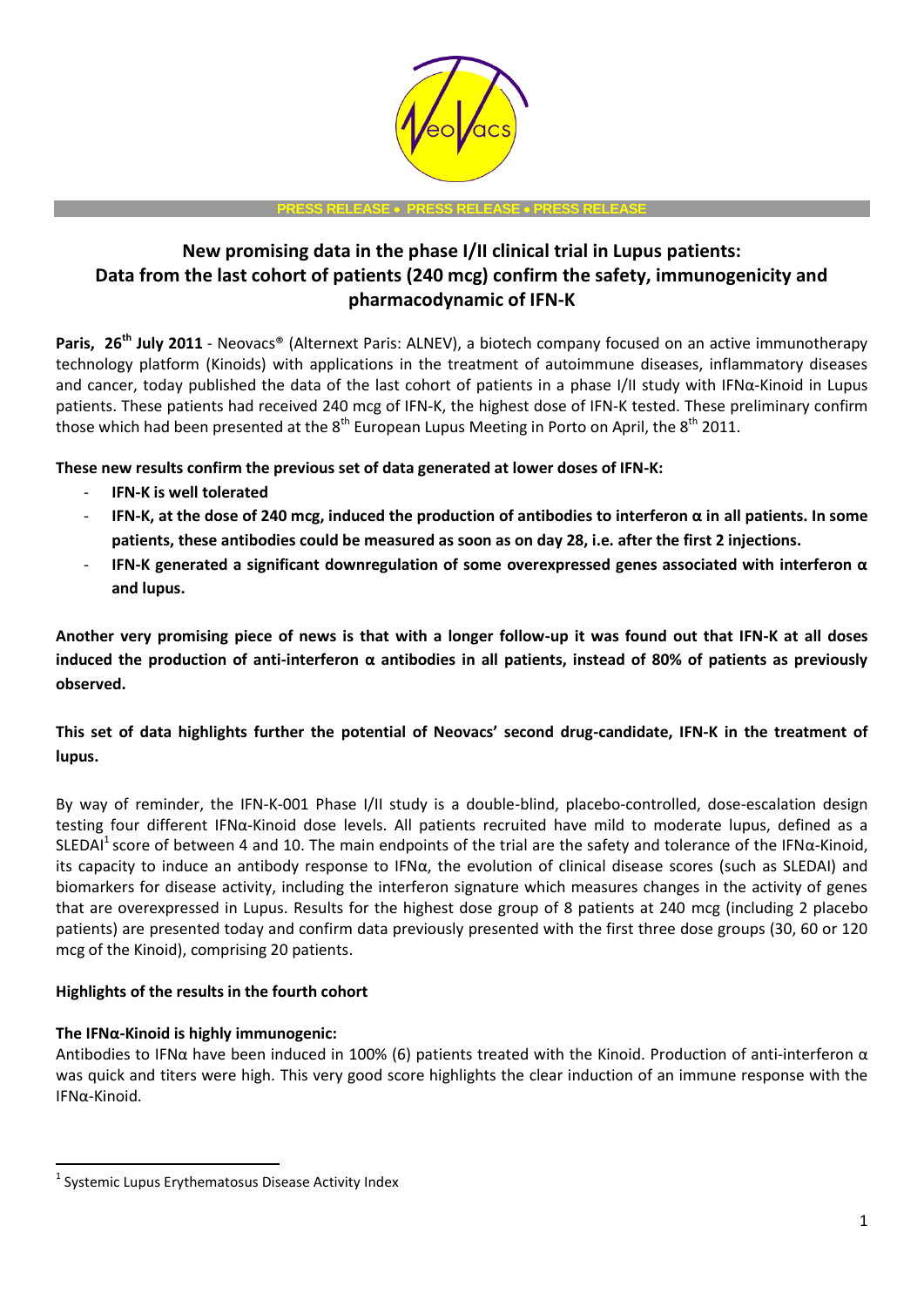PRESS RELEASE • PRESS RELEASE • PRESS RELEASE

# New promising data in the phase I/II clinical trial in Lupus patients: Data from the last cohort of patients (240 mcg) confirm the safety, immunogenicity and pharmacodynamic of IFN-K

**Paris, 26th July 2011** - Neovacs® (Alternext Paris: ALNEV), a biotech company focused on an active immunotherapy technology platform (Kinoids) with applications in the treatment of autoimmune diseases, inflammatory diseases and cancer, today published the data of the last cohort of patients in a phase I/II study with IFNα-Kinoid in Lupus patients. These patients had received 240 mcg of IFN-K, the highest dose of IFN-K tested. These preliminary confirm those which had been presented at the 8th European Lupus Meeting in Porto on April, the 8th 2011.

**These new results confirm the previous set of data generated at lower doses of IFN-K:**

- **IFN-K is well tolerated**
- **IFN-K, at the dose of 240 mcg, induced the production of antibodies to interferon α in all patients. In some patients, these antibodies could be measured as soon as on day 28, i.e. after the first 2 injections.**
- **IFN-K generated a significant downregulation of some overexpressed genes associated with interferon α and lupus.**

**Another very promising piece of news is that with a longer follow-up it was found out that IFN-K at all doses induced the production of anti-interferon α antibodies in all patients, instead of 80% of patients as previously observed.**

**This set of data highlights further the potential of Neovacs' second drug-candidate, IFN-K in the treatment of lupus.**

By way of reminder, the IFN-K-001 Phase I/II study is a double-blind, placebo-controlled, dose-escalation design testing four different IFNα-Kinoid dose levels. All patients recruited have mild to moderate lupus, defined as a SLEDAI[1] score of between 4 and 10. The main endpoints of the trial are the safety and tolerance of the IFNα-Kinoid, its capacity to induce an antibody response to IFNα, the evolution of clinical disease scores (such as SLEDAI) and biomarkers for disease activity, including the interferon signature which measures changes in the activity of genes that are overexpressed in Lupus. Results for the highest dose group of 8 patients at 240 mcg (including 2 placebo patients) are presented today and confirm data previously presented with the first three dose groups (30, 60 or 120 mcg of the Kinoid), comprising 20 patients.

**Highlights of the results in the fourth cohort**

**The IFNα-Kinoid is highly immunogenic:**

Antibodies to IFNα have been induced in 100% (6) patients treated with the Kinoid. Production of anti-interferon α was quick and titers were high. This very good score highlights the clear induction of an immune response with the IFNα-Kinoid.

[1] Systemic Lupus Erythematosus Disease Activity Index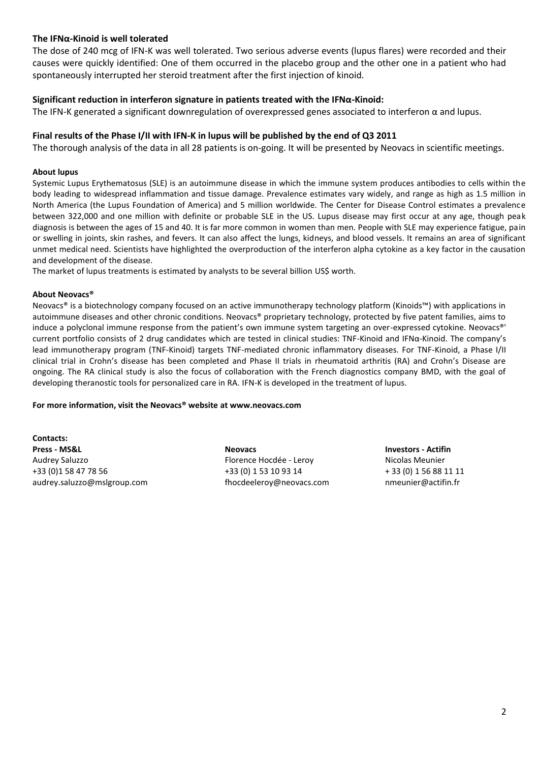### The IFNα-Kinoid is well tolerated

The dose of 240 mcg of IFN-K was well tolerated. Two serious adverse events (lupus flares) were recorded and their causes were quickly identified: One of them occurred in the placebo group and the other one in a patient who had spontaneously interrupted her steroid treatment after the first injection of kinoid.

### Significant reduction in interferon signature in patients treated with the IFNα-Kinoid:

The IFN-K generated a significant downregulation of overexpressed genes associated to interferon α and lupus.

### Final results of the Phase I/II with IFN-K in lupus will be published by the end of Q3 2011

The thorough analysis of the data in all 28 patients is on-going. It will be presented by Neovacs in scientific meetings.

#### About lupus

Systemic Lupus Erythematosus (SLE) is an autoimmune disease in which the immune system produces antibodies to cells within the body leading to widespread inflammation and tissue damage. Prevalence estimates vary widely, and range as high as 1.5 million in North America (the Lupus Foundation of America) and 5 million worldwide. The Center for Disease Control estimates a prevalence between 322,000 and one million with definite or probable SLE in the US. Lupus disease may first occur at any age, though peak diagnosis is between the ages of 15 and 40. It is far more common in women than men. People with SLE may experience fatigue, pain or swelling in joints, skin rashes, and fevers. It can also affect the lungs, kidneys, and blood vessels. It remains an area of significant unmet medical need. Scientists have highlighted the overproduction of the interferon alpha cytokine as a key factor in the causation and development of the disease.

The market of lupus treatments is estimated by analysts to be several billion US$ worth.

#### About Neovacs®

Neovacs® is a biotechnology company focused on an active immunotherapy technology platform (Kinoids™) with applications in autoimmune diseases and other chronic conditions. Neovacs® proprietary technology, protected by five patent families, aims to induce a polyclonal immune response from the patient's own immune system targeting an over-expressed cytokine. Neovacs®' current portfolio consists of 2 drug candidates which are tested in clinical studies: TNF-Kinoid and IFNα-Kinoid. The company's lead immunotherapy program (TNF-Kinoid) targets TNF-mediated chronic inflammatory diseases. For TNF-Kinoid, a Phase I/II clinical trial in Crohn's disease has been completed and Phase II trials in rheumatoid arthritis (RA) and Crohn's Disease are ongoing. The RA clinical study is also the focus of collaboration with the French diagnostics company BMD, with the goal of developing theranostic tools for personalized care in RA. IFN-K is developed in the treatment of lupus.

**For more information, visit the Neovacs® website at www.neovacs.com**

**Contacts:**

**Press - MS&L**
Audrey Saluzzo
+33 (0)1 58 47 78 56
audrey.saluzzo@mslgroup.com

**Neovacs**
Florence Hocdée - Leroy
+33 (0) 1 53 10 93 14
fhocdeeleroy@neovacs.com

**Investors - Actifin**
Nicolas Meunier
+ 33 (0) 1 56 88 11 11
nmeunier@actifin.fr